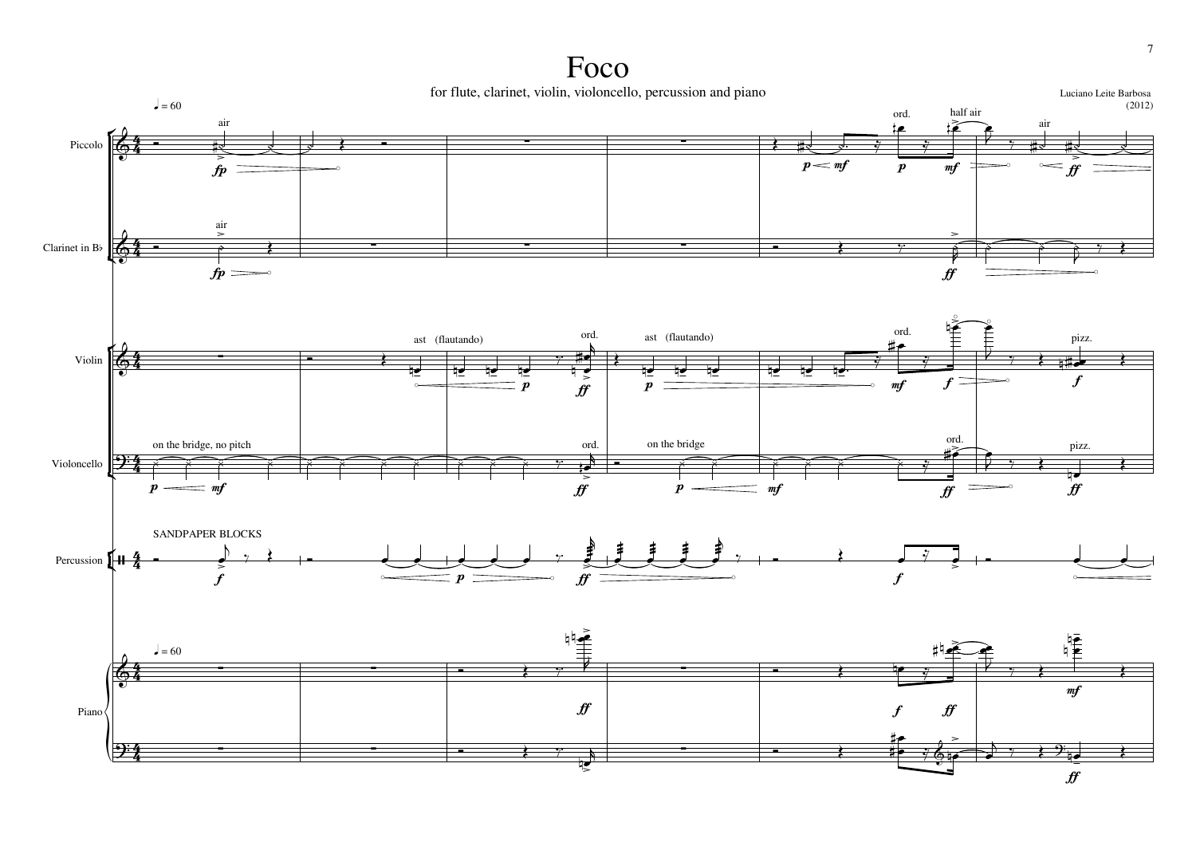# Foco

for flute, clarinet, violin, violoncello, percussion and piano

Luciano Leite Barbosa
(2012)